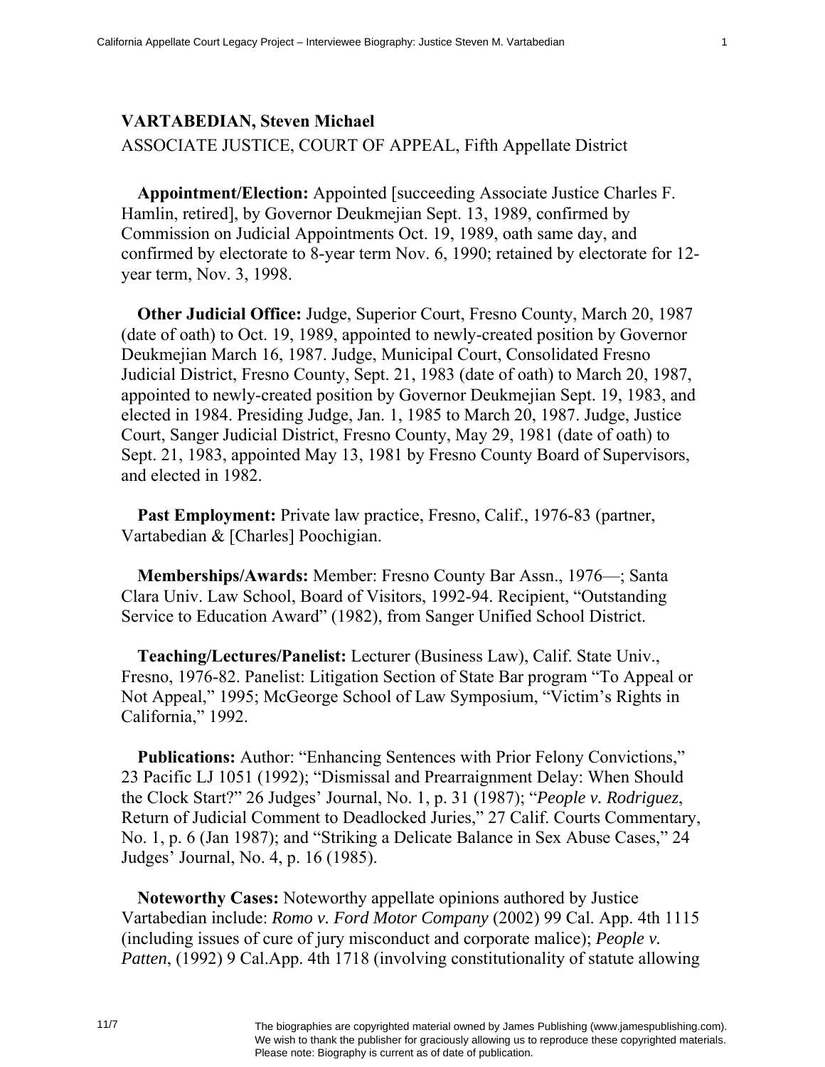**VARTABEDIAN, Steven Michael**

ASSOCIATE JUSTICE, COURT OF APPEAL, Fifth Appellate District

**Appointment/Election:** Appointed [succeeding Associate Justice Charles F. Hamlin, retired], by Governor Deukmejian Sept. 13, 1989, confirmed by Commission on Judicial Appointments Oct. 19, 1989, oath same day, and confirmed by electorate to 8-year term Nov. 6, 1990; retained by electorate for 12-year term, Nov. 3, 1998.

**Other Judicial Office:** Judge, Superior Court, Fresno County, March 20, 1987 (date of oath) to Oct. 19, 1989, appointed to newly-created position by Governor Deukmejian March 16, 1987. Judge, Municipal Court, Consolidated Fresno Judicial District, Fresno County, Sept. 21, 1983 (date of oath) to March 20, 1987, appointed to newly-created position by Governor Deukmejian Sept. 19, 1983, and elected in 1984. Presiding Judge, Jan. 1, 1985 to March 20, 1987. Judge, Justice Court, Sanger Judicial District, Fresno County, May 29, 1981 (date of oath) to Sept. 21, 1983, appointed May 13, 1981 by Fresno County Board of Supervisors, and elected in 1982.

**Past Employment:** Private law practice, Fresno, Calif., 1976-83 (partner, Vartabedian & [Charles] Poochigian.

**Memberships/Awards:** Member: Fresno County Bar Assn., 1976—; Santa Clara Univ. Law School, Board of Visitors, 1992-94. Recipient, "Outstanding Service to Education Award" (1982), from Sanger Unified School District.

**Teaching/Lectures/Panelist:** Lecturer (Business Law), Calif. State Univ., Fresno, 1976-82. Panelist: Litigation Section of State Bar program "To Appeal or Not Appeal," 1995; McGeorge School of Law Symposium, "Victim's Rights in California," 1992.

**Publications:** Author: "Enhancing Sentences with Prior Felony Convictions," 23 Pacific LJ 1051 (1992); "Dismissal and Prearraignment Delay: When Should the Clock Start?" 26 Judges' Journal, No. 1, p. 31 (1987); "*People v. Rodriguez*, Return of Judicial Comment to Deadlocked Juries," 27 Calif. Courts Commentary, No. 1, p. 6 (Jan 1987); and "Striking a Delicate Balance in Sex Abuse Cases," 24 Judges' Journal, No. 4, p. 16 (1985).

**Noteworthy Cases:** Noteworthy appellate opinions authored by Justice Vartabedian include: *Romo v. Ford Motor Company* (2002) 99 Cal. App. 4th 1115 (including issues of cure of jury misconduct and corporate malice); *People v. Patten*, (1992) 9 Cal.App. 4th 1718 (involving constitutionality of statute allowing

11/7

The biographies are copyrighted material owned by James Publishing (www.jamespublishing.com). We wish to thank the publisher for graciously allowing us to reproduce these copyrighted materials. Please note: Biography is current as of date of publication.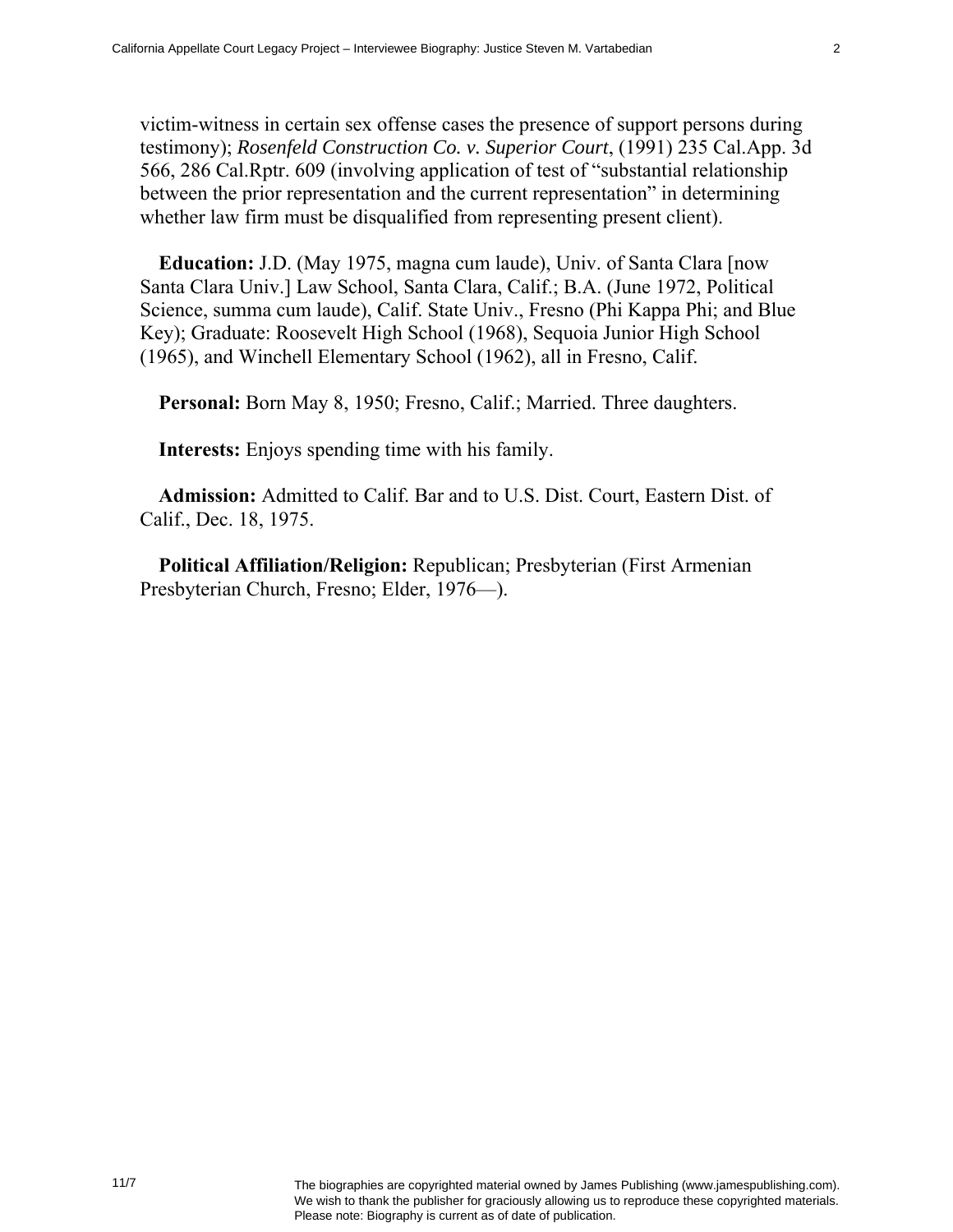victim-witness in certain sex offense cases the presence of support persons during testimony); *Rosenfeld Construction Co. v. Superior Court*, (1991) 235 Cal.App. 3d 566, 286 Cal.Rptr. 609 (involving application of test of "substantial relationship between the prior representation and the current representation" in determining whether law firm must be disqualified from representing present client).

**Education:** J.D. (May 1975, magna cum laude), Univ. of Santa Clara [now Santa Clara Univ.] Law School, Santa Clara, Calif.; B.A. (June 1972, Political Science, summa cum laude), Calif. State Univ., Fresno (Phi Kappa Phi; and Blue Key); Graduate: Roosevelt High School (1968), Sequoia Junior High School (1965), and Winchell Elementary School (1962), all in Fresno, Calif.

**Personal:** Born May 8, 1950; Fresno, Calif.; Married. Three daughters.

**Interests:** Enjoys spending time with his family.

**Admission:** Admitted to Calif. Bar and to U.S. Dist. Court, Eastern Dist. of Calif., Dec. 18, 1975.

**Political Affiliation/Religion:** Republican; Presbyterian (First Armenian Presbyterian Church, Fresno; Elder, 1976—).

11/7

The biographies are copyrighted material owned by James Publishing (www.jamespublishing.com). We wish to thank the publisher for graciously allowing us to reproduce these copyrighted materials. Please note: Biography is current as of date of publication.